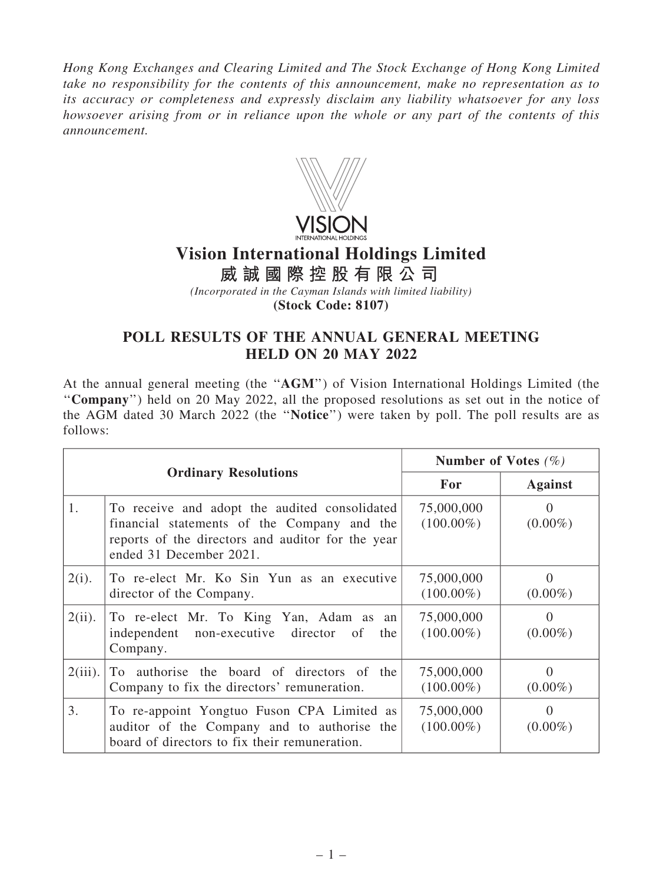*Hong Kong Exchanges and Clearing Limited and The Stock Exchange of Hong Kong Limited take no responsibility for the contents of this announcement, make no representation as to its accuracy or completeness and expressly disclaim any liability whatsoever for any loss howsoever arising from or in reliance upon the whole or any part of the contents of this announcement.*

# Vision International Holdings Limited
# 威誠國際控股有限公司

*(Incorporated in the Cayman Islands with limited liability)*

**(Stock Code: 8107)**

## POLL RESULTS OF THE ANNUAL GENERAL MEETING HELD ON 20 MAY 2022

At the annual general meeting (the "**AGM**") of Vision International Holdings Limited (the "**Company**") held on 20 May 2022, all the proposed resolutions as set out in the notice of the AGM dated 30 March 2022 (the "**Notice**") were taken by poll. The poll results are as follows:

| **Ordinary Resolutions** | | **Number of Votes (%)** | |
|---|---|---|---|
| | | **For** | **Against** |
| 1. | To receive and adopt the audited consolidated financial statements of the Company and the reports of the directors and auditor for the year ended 31 December 2021. | 75,000,000 (100.00%) | 0 (0.00%) |
| 2(i). | To re-elect Mr. Ko Sin Yun as an executive director of the Company. | 75,000,000 (100.00%) | 0 (0.00%) |
| 2(ii). | To re-elect Mr. To King Yan, Adam as an independent non-executive director of the Company. | 75,000,000 (100.00%) | 0 (0.00%) |
| 2(iii). | To authorise the board of directors of the Company to fix the directors' remuneration. | 75,000,000 (100.00%) | 0 (0.00%) |
| 3. | To re-appoint Yongtuo Fuson CPA Limited as auditor of the Company and to authorise the board of directors to fix their remuneration. | 75,000,000 (100.00%) | 0 (0.00%) |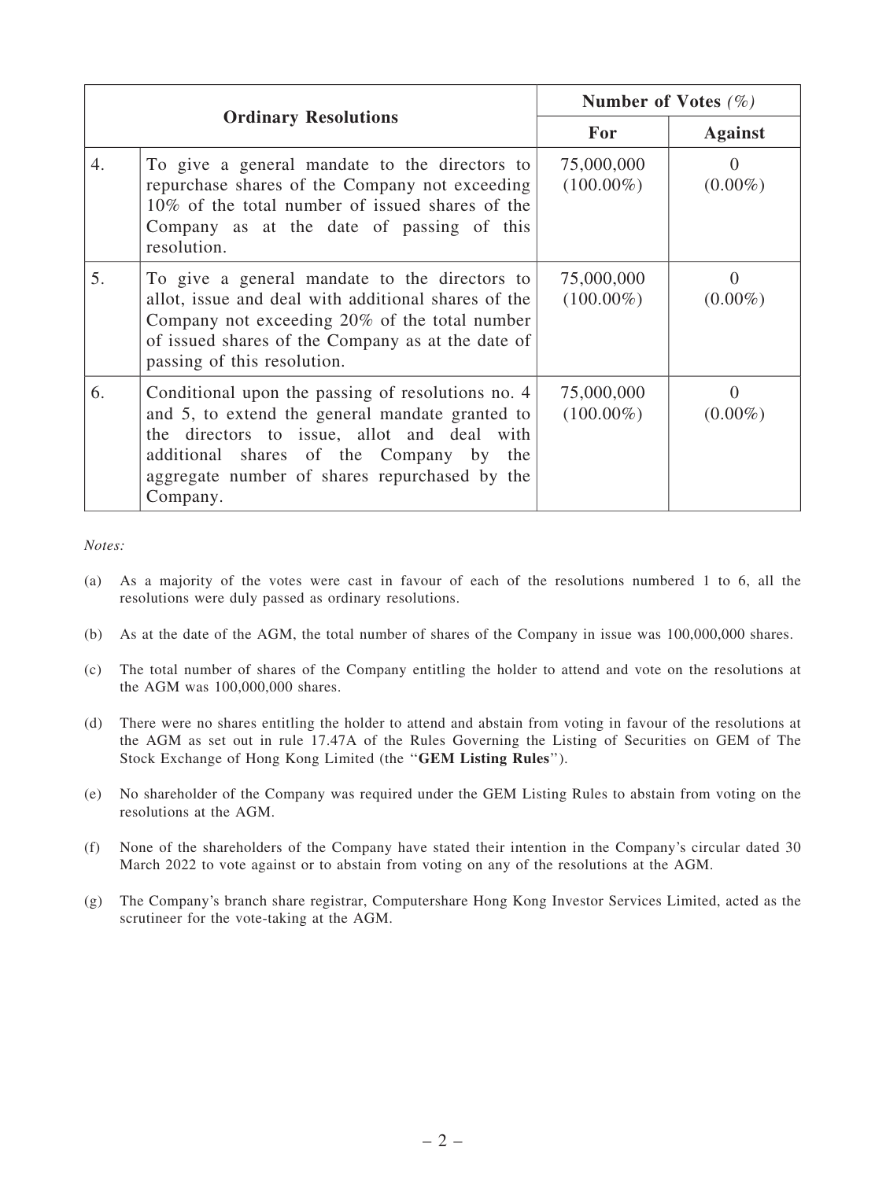| Ordinary Resolutions | | Number of Votes (%) | |
|---|---|---|---|
| | | For | Against |
| 4. | To give a general mandate to the directors to repurchase shares of the Company not exceeding 10% of the total number of issued shares of the Company as at the date of passing of this resolution. | 75,000,000 (100.00%) | 0 (0.00%) |
| 5. | To give a general mandate to the directors to allot, issue and deal with additional shares of the Company not exceeding 20% of the total number of issued shares of the Company as at the date of passing of this resolution. | 75,000,000 (100.00%) | 0 (0.00%) |
| 6. | Conditional upon the passing of resolutions no. 4 and 5, to extend the general mandate granted to the directors to issue, allot and deal with additional shares of the Company by the aggregate number of shares repurchased by the Company. | 75,000,000 (100.00%) | 0 (0.00%) |

*Notes:*

(a) As a majority of the votes were cast in favour of each of the resolutions numbered 1 to 6, all the resolutions were duly passed as ordinary resolutions.

(b) As at the date of the AGM, the total number of shares of the Company in issue was 100,000,000 shares.

(c) The total number of shares of the Company entitling the holder to attend and vote on the resolutions at the AGM was 100,000,000 shares.

(d) There were no shares entitling the holder to attend and abstain from voting in favour of the resolutions at the AGM as set out in rule 17.47A of the Rules Governing the Listing of Securities on GEM of The Stock Exchange of Hong Kong Limited (the "**GEM Listing Rules**").

(e) No shareholder of the Company was required under the GEM Listing Rules to abstain from voting on the resolutions at the AGM.

(f) None of the shareholders of the Company have stated their intention in the Company's circular dated 30 March 2022 to vote against or to abstain from voting on any of the resolutions at the AGM.

(g) The Company's branch share registrar, Computershare Hong Kong Investor Services Limited, acted as the scrutineer for the vote-taking at the AGM.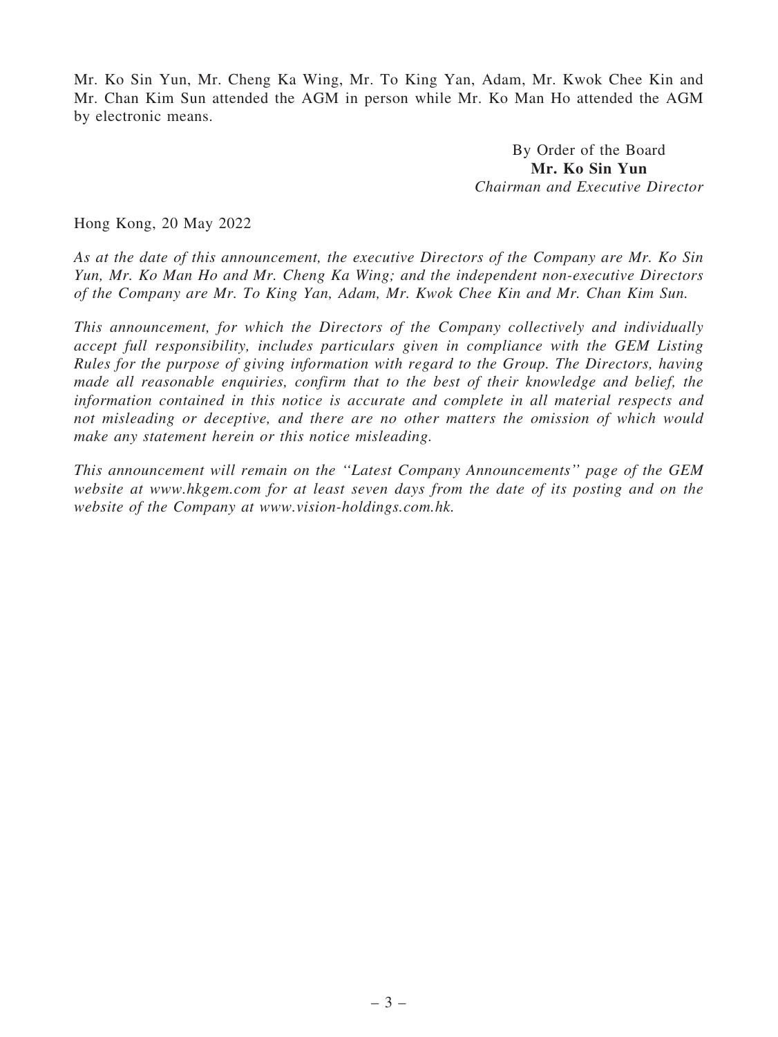Mr. Ko Sin Yun, Mr. Cheng Ka Wing, Mr. To King Yan, Adam, Mr. Kwok Chee Kin and Mr. Chan Kim Sun attended the AGM in person while Mr. Ko Man Ho attended the AGM by electronic means.

By Order of the Board
**Mr. Ko Sin Yun**
*Chairman and Executive Director*

Hong Kong, 20 May 2022

*As at the date of this announcement, the executive Directors of the Company are Mr. Ko Sin Yun, Mr. Ko Man Ho and Mr. Cheng Ka Wing; and the independent non-executive Directors of the Company are Mr. To King Yan, Adam, Mr. Kwok Chee Kin and Mr. Chan Kim Sun.*

*This announcement, for which the Directors of the Company collectively and individually accept full responsibility, includes particulars given in compliance with the GEM Listing Rules for the purpose of giving information with regard to the Group. The Directors, having made all reasonable enquiries, confirm that to the best of their knowledge and belief, the information contained in this notice is accurate and complete in all material respects and not misleading or deceptive, and there are no other matters the omission of which would make any statement herein or this notice misleading.*

*This announcement will remain on the "Latest Company Announcements" page of the GEM website at www.hkgem.com for at least seven days from the date of its posting and on the website of the Company at www.vision-holdings.com.hk.*